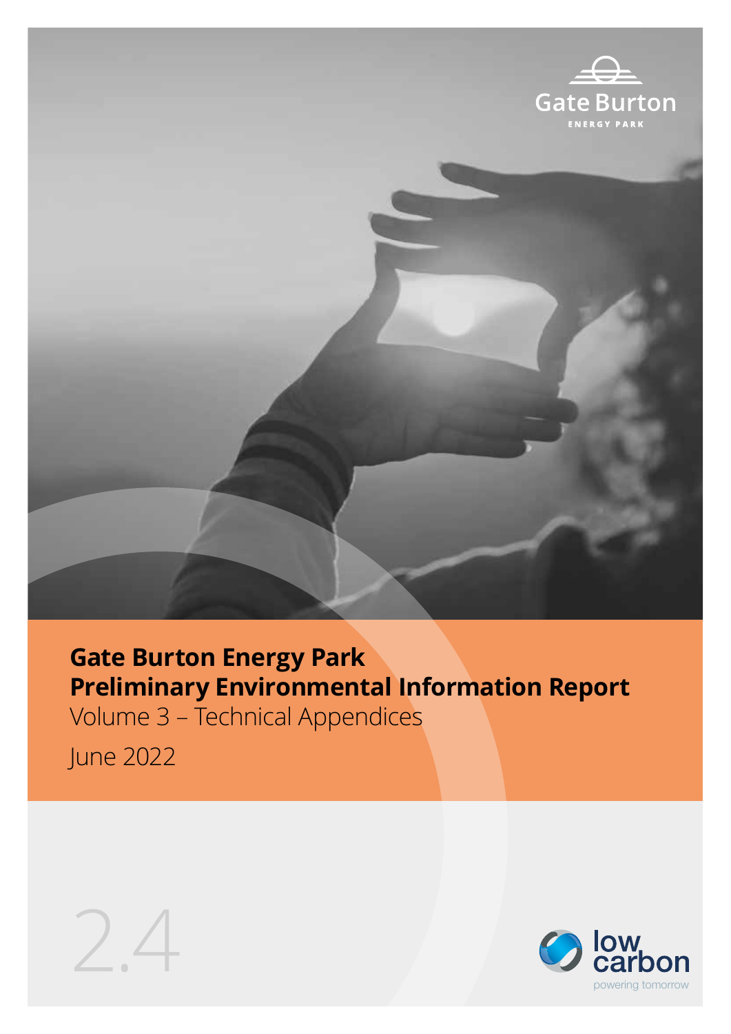Gate Burton

ENERGY PARK

# Gate Burton Energy Park
# Preliminary Environmental Information Report

Volume 3 – Technical Appendices

June 2022

2.4

low carbon

powering tomorrow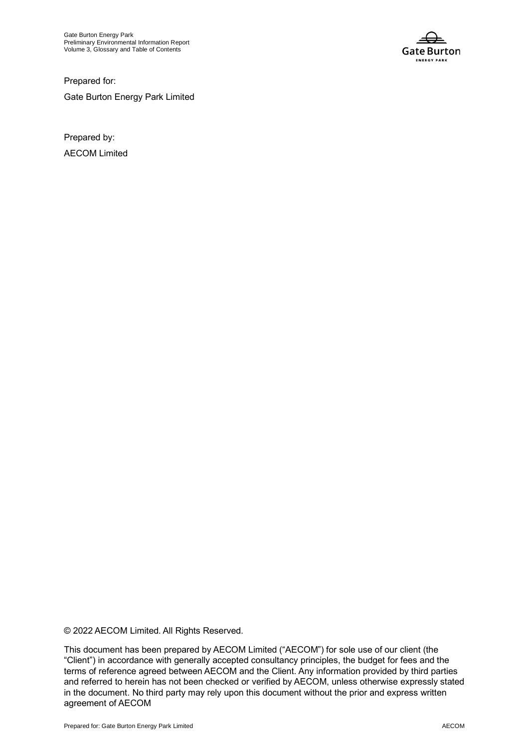Prepared for:

Gate Burton Energy Park Limited

Prepared by:

AECOM Limited

© 2022 AECOM Limited. All Rights Reserved.

This document has been prepared by AECOM Limited ("AECOM") for sole use of our client (the "Client") in accordance with generally accepted consultancy principles, the budget for fees and the terms of reference agreed between AECOM and the Client. Any information provided by third parties and referred to herein has not been checked or verified by AECOM, unless otherwise expressly stated in the document. No third party may rely upon this document without the prior and express written agreement of AECOM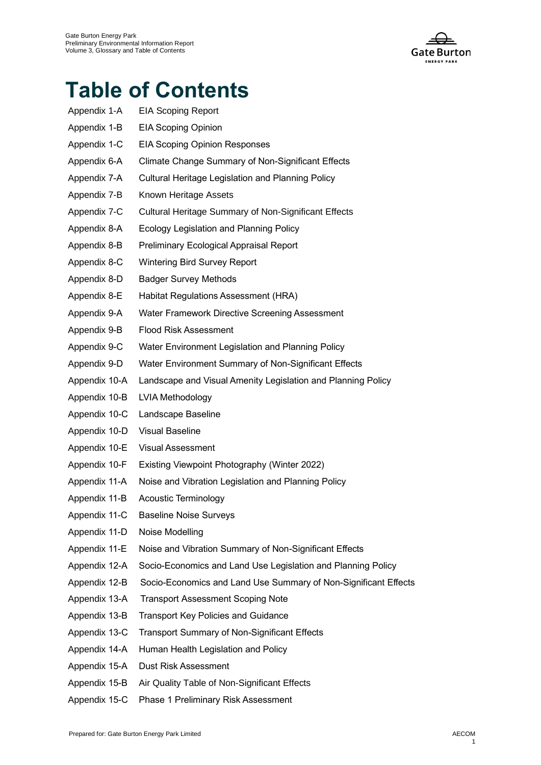# Table of Contents

| | |
|---|---|
| Appendix 1-A | EIA Scoping Report |
| Appendix 1-B | EIA Scoping Opinion |
| Appendix 1-C | EIA Scoping Opinion Responses |
| Appendix 6-A | Climate Change Summary of Non-Significant Effects |
| Appendix 7-A | Cultural Heritage Legislation and Planning Policy |
| Appendix 7-B | Known Heritage Assets |
| Appendix 7-C | Cultural Heritage Summary of Non-Significant Effects |
| Appendix 8-A | Ecology Legislation and Planning Policy |
| Appendix 8-B | Preliminary Ecological Appraisal Report |
| Appendix 8-C | Wintering Bird Survey Report |
| Appendix 8-D | Badger Survey Methods |
| Appendix 8-E | Habitat Regulations Assessment (HRA) |
| Appendix 9-A | Water Framework Directive Screening Assessment |
| Appendix 9-B | Flood Risk Assessment |
| Appendix 9-C | Water Environment Legislation and Planning Policy |
| Appendix 9-D | Water Environment Summary of Non-Significant Effects |
| Appendix 10-A | Landscape and Visual Amenity Legislation and Planning Policy |
| Appendix 10-B | LVIA Methodology |
| Appendix 10-C | Landscape Baseline |
| Appendix 10-D | Visual Baseline |
| Appendix 10-E | Visual Assessment |
| Appendix 10-F | Existing Viewpoint Photography (Winter 2022) |
| Appendix 11-A | Noise and Vibration Legislation and Planning Policy |
| Appendix 11-B | Acoustic Terminology |
| Appendix 11-C | Baseline Noise Surveys |
| Appendix 11-D | Noise Modelling |
| Appendix 11-E | Noise and Vibration Summary of Non-Significant Effects |
| Appendix 12-A | Socio-Economics and Land Use Legislation and Planning Policy |
| Appendix 12-B | Socio-Economics and Land Use Summary of Non-Significant Effects |
| Appendix 13-A | Transport Assessment Scoping Note |
| Appendix 13-B | Transport Key Policies and Guidance |
| Appendix 13-C | Transport Summary of Non-Significant Effects |
| Appendix 14-A | Human Health Legislation and Policy |
| Appendix 15-A | Dust Risk Assessment |
| Appendix 15-B | Air Quality Table of Non-Significant Effects |
| Appendix 15-C | Phase 1 Preliminary Risk Assessment |